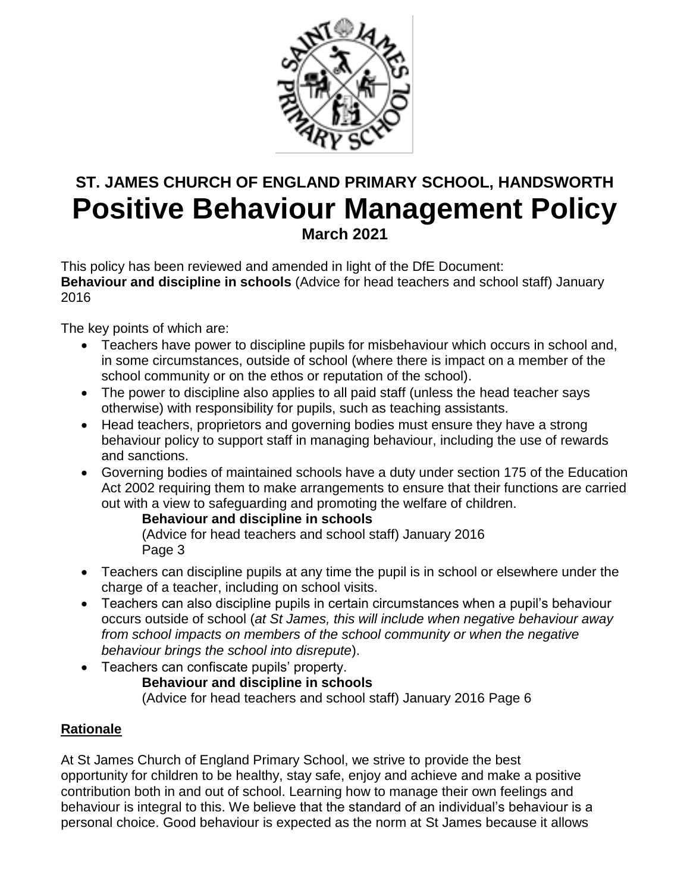# ST. JAMES CHURCH OF ENGLAND PRIMARY SCHOOL, HANDSWORTH

# Positive Behaviour Management Policy

**March 2021**

This policy has been reviewed and amended in light of the DfE Document:
**Behaviour and discipline in schools** (Advice for head teachers and school staff) January 2016

The key points of which are:

- Teachers have power to discipline pupils for misbehaviour which occurs in school and, in some circumstances, outside of school (where there is impact on a member of the school community or on the ethos or reputation of the school).
- The power to discipline also applies to all paid staff (unless the head teacher says otherwise) with responsibility for pupils, such as teaching assistants.
- Head teachers, proprietors and governing bodies must ensure they have a strong behaviour policy to support staff in managing behaviour, including the use of rewards and sanctions.
- Governing bodies of maintained schools have a duty under section 175 of the Education Act 2002 requiring them to make arrangements to ensure that their functions are carried out with a view to safeguarding and promoting the welfare of children.

  **Behaviour and discipline in schools**
  (Advice for head teachers and school staff) January 2016
  Page 3

- Teachers can discipline pupils at any time the pupil is in school or elsewhere under the charge of a teacher, including on school visits.
- Teachers can also discipline pupils in certain circumstances when a pupil's behaviour occurs outside of school (*at St James, this will include when negative behaviour away from school impacts on members of the school community or when the negative behaviour brings the school into disrepute*).
- Teachers can confiscate pupils' property.

  **Behaviour and discipline in schools**
  (Advice for head teachers and school staff) January 2016 Page 6

## Rationale

At St James Church of England Primary School, we strive to provide the best opportunity for children to be healthy, stay safe, enjoy and achieve and make a positive contribution both in and out of school. Learning how to manage their own feelings and behaviour is integral to this. We believe that the standard of an individual's behaviour is a personal choice. Good behaviour is expected as the norm at St James because it allows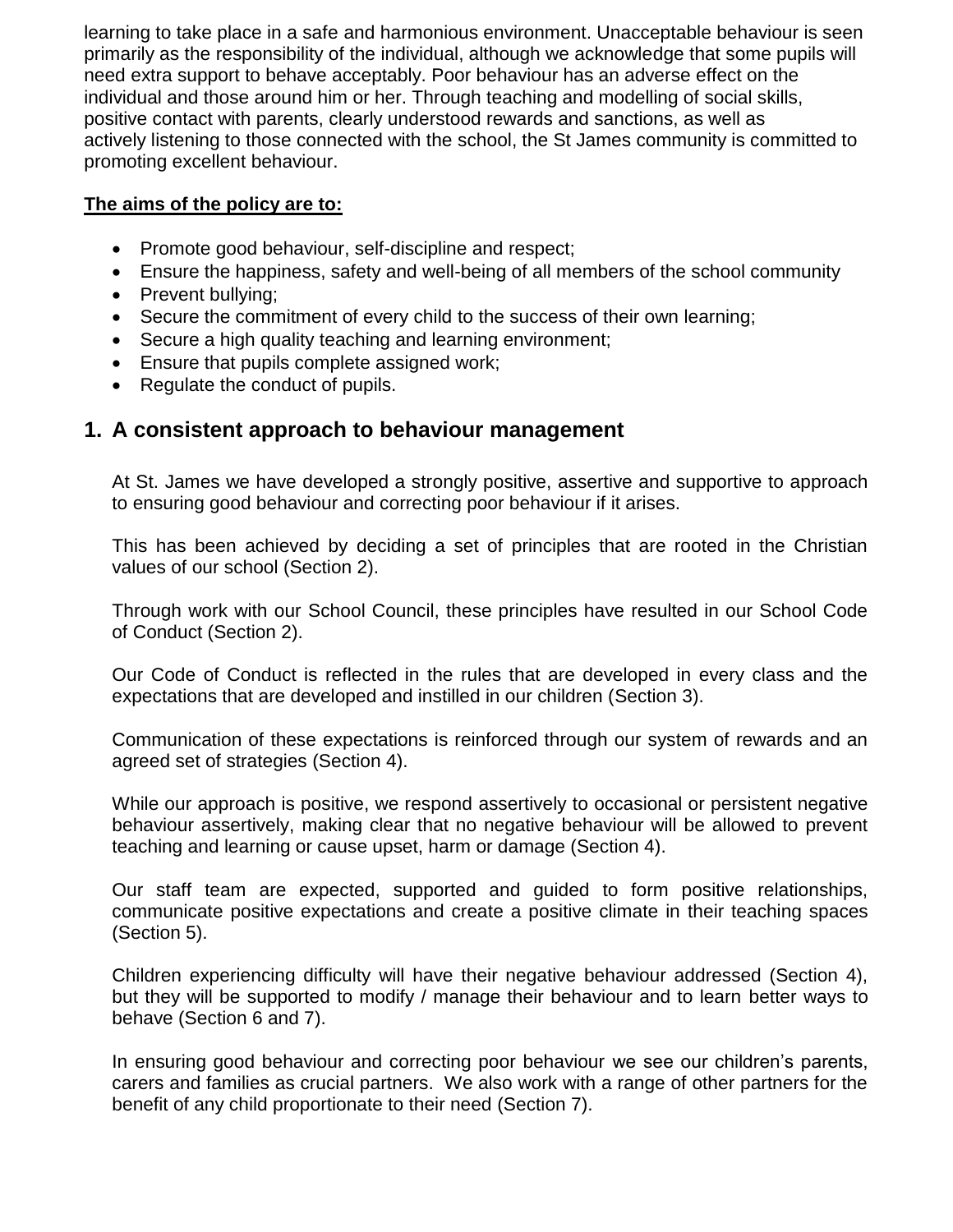learning to take place in a safe and harmonious environment. Unacceptable behaviour is seen primarily as the responsibility of the individual, although we acknowledge that some pupils will need extra support to behave acceptably. Poor behaviour has an adverse effect on the individual and those around him or her. Through teaching and modelling of social skills, positive contact with parents, clearly understood rewards and sanctions, as well as actively listening to those connected with the school, the St James community is committed to promoting excellent behaviour.

**The aims of the policy are to:**

- Promote good behaviour, self-discipline and respect;
- Ensure the happiness, safety and well-being of all members of the school community
- Prevent bullying;
- Secure the commitment of every child to the success of their own learning;
- Secure a high quality teaching and learning environment;
- Ensure that pupils complete assigned work;
- Regulate the conduct of pupils.

## 1. A consistent approach to behaviour management

At St. James we have developed a strongly positive, assertive and supportive to approach to ensuring good behaviour and correcting poor behaviour if it arises.

This has been achieved by deciding a set of principles that are rooted in the Christian values of our school (Section 2).

Through work with our School Council, these principles have resulted in our School Code of Conduct (Section 2).

Our Code of Conduct is reflected in the rules that are developed in every class and the expectations that are developed and instilled in our children (Section 3).

Communication of these expectations is reinforced through our system of rewards and an agreed set of strategies (Section 4).

While our approach is positive, we respond assertively to occasional or persistent negative behaviour assertively, making clear that no negative behaviour will be allowed to prevent teaching and learning or cause upset, harm or damage (Section 4).

Our staff team are expected, supported and guided to form positive relationships, communicate positive expectations and create a positive climate in their teaching spaces (Section 5).

Children experiencing difficulty will have their negative behaviour addressed (Section 4), but they will be supported to modify / manage their behaviour and to learn better ways to behave (Section 6 and 7).

In ensuring good behaviour and correcting poor behaviour we see our children's parents, carers and families as crucial partners. We also work with a range of other partners for the benefit of any child proportionate to their need (Section 7).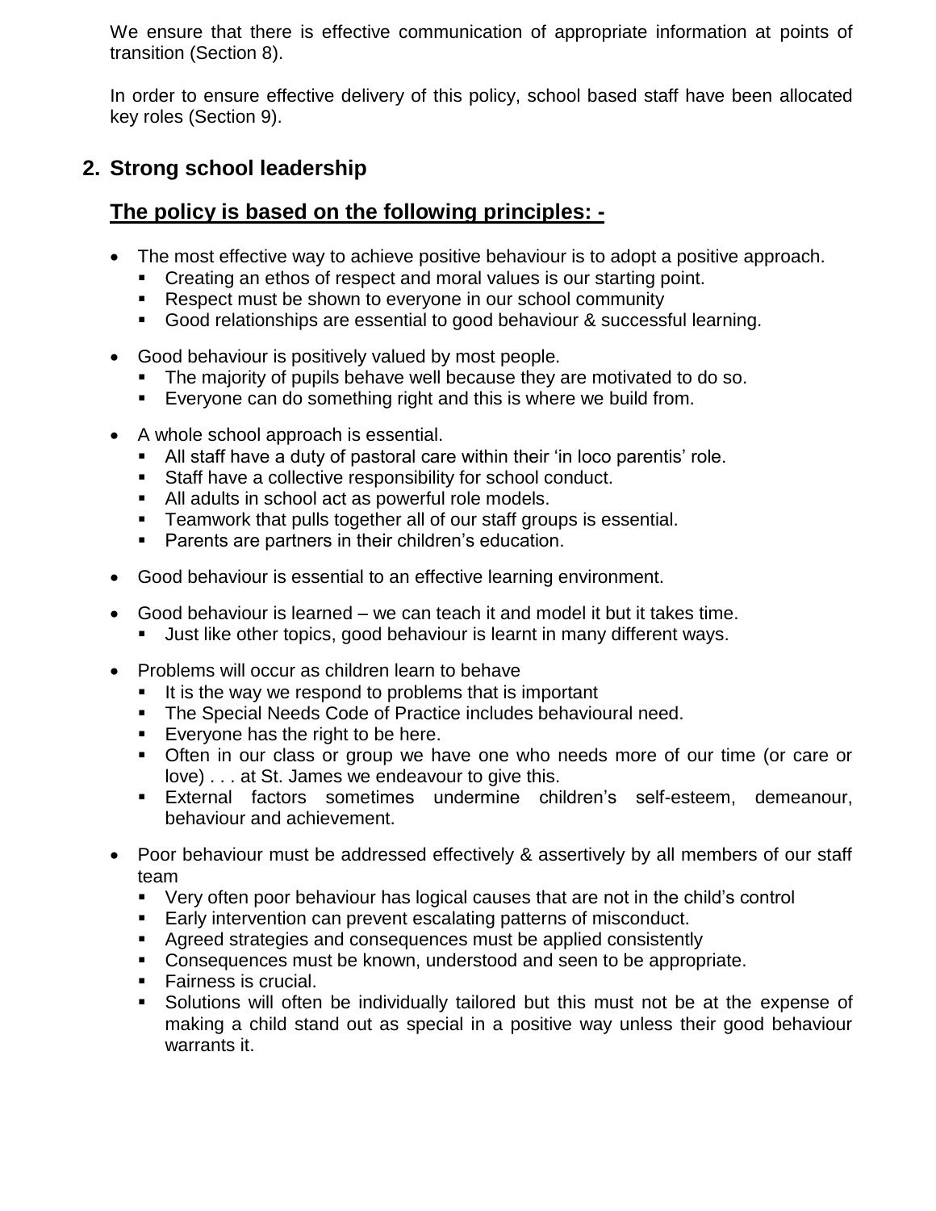We ensure that there is effective communication of appropriate information at points of transition (Section 8).

In order to ensure effective delivery of this policy, school based staff have been allocated key roles (Section 9).

## 2. Strong school leadership

### <u>The policy is based on the following principles: -</u>

- The most effective way to achieve positive behaviour is to adopt a positive approach.
  - Creating an ethos of respect and moral values is our starting point.
  - Respect must be shown to everyone in our school community
  - Good relationships are essential to good behaviour & successful learning.
- Good behaviour is positively valued by most people.
  - The majority of pupils behave well because they are motivated to do so.
  - Everyone can do something right and this is where we build from.
- A whole school approach is essential.
  - All staff have a duty of pastoral care within their 'in loco parentis' role.
  - Staff have a collective responsibility for school conduct.
  - All adults in school act as powerful role models.
  - Teamwork that pulls together all of our staff groups is essential.
  - Parents are partners in their children's education.
- Good behaviour is essential to an effective learning environment.
- Good behaviour is learned – we can teach it and model it but it takes time.
  - Just like other topics, good behaviour is learnt in many different ways.
- Problems will occur as children learn to behave
  - It is the way we respond to problems that is important
  - The Special Needs Code of Practice includes behavioural need.
  - Everyone has the right to be here.
  - Often in our class or group we have one who needs more of our time (or care or love) . . . at St. James we endeavour to give this.
  - External factors sometimes undermine children's self-esteem, demeanour, behaviour and achievement.
- Poor behaviour must be addressed effectively & assertively by all members of our staff team
  - Very often poor behaviour has logical causes that are not in the child's control
  - Early intervention can prevent escalating patterns of misconduct.
  - Agreed strategies and consequences must be applied consistently
  - Consequences must be known, understood and seen to be appropriate.
  - Fairness is crucial.
  - Solutions will often be individually tailored but this must not be at the expense of making a child stand out as special in a positive way unless their good behaviour warrants it.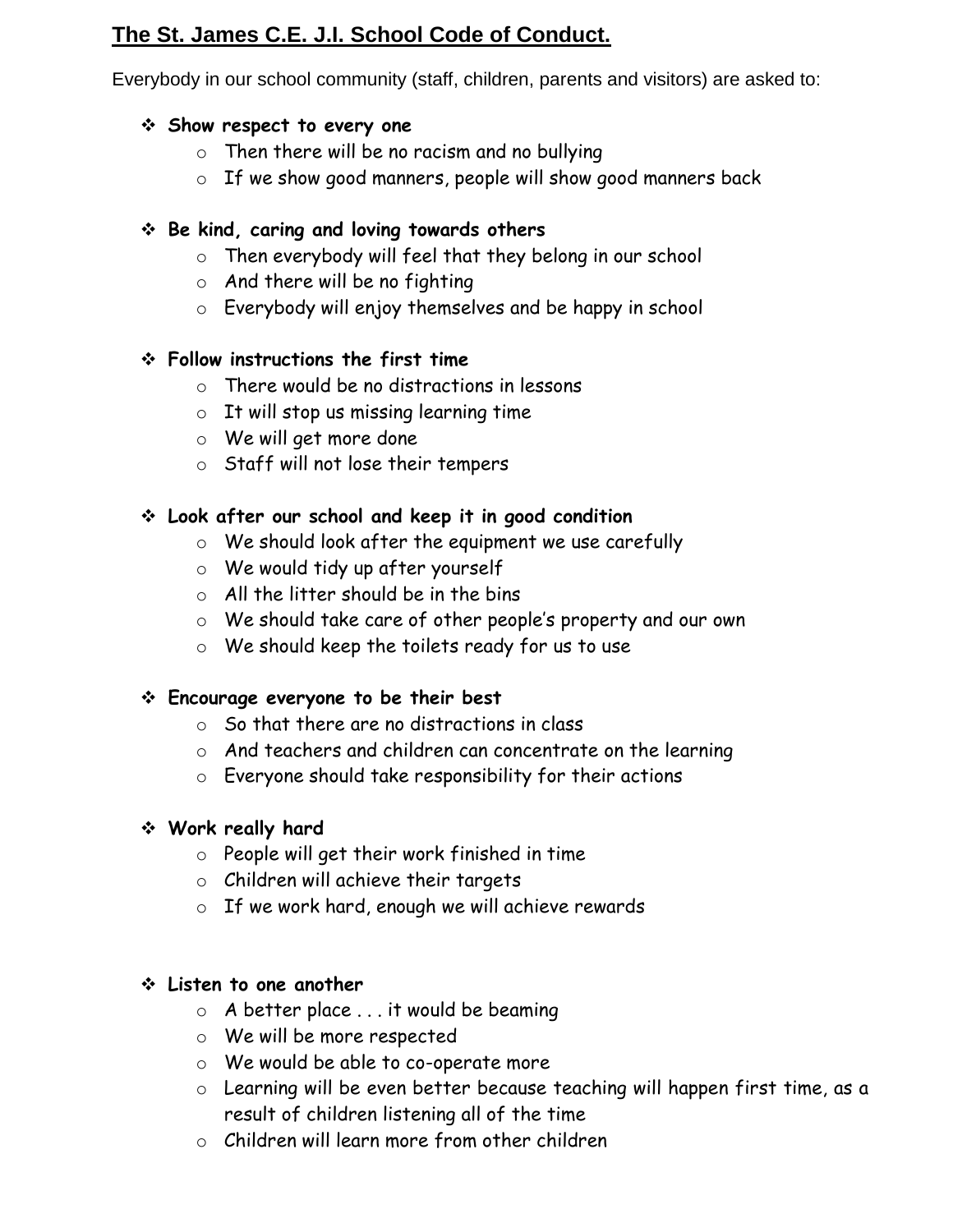## The St. James C.E. J.I. School Code of Conduct.

Everybody in our school community (staff, children, parents and visitors) are asked to:

- **Show respect to every one**
  - Then there will be no racism and no bullying
  - If we show good manners, people will show good manners back

- **Be kind, caring and loving towards others**
  - Then everybody will feel that they belong in our school
  - And there will be no fighting
  - Everybody will enjoy themselves and be happy in school

- **Follow instructions the first time**
  - There would be no distractions in lessons
  - It will stop us missing learning time
  - We will get more done
  - Staff will not lose their tempers

- **Look after our school and keep it in good condition**
  - We should look after the equipment we use carefully
  - We would tidy up after yourself
  - All the litter should be in the bins
  - We should take care of other people's property and our own
  - We should keep the toilets ready for us to use

- **Encourage everyone to be their best**
  - So that there are no distractions in class
  - And teachers and children can concentrate on the learning
  - Everyone should take responsibility for their actions

- **Work really hard**
  - People will get their work finished in time
  - Children will achieve their targets
  - If we work hard, enough we will achieve rewards

- **Listen to one another**
  - A better place . . . it would be beaming
  - We will be more respected
  - We would be able to co-operate more
  - Learning will be even better because teaching will happen first time, as a result of children listening all of the time
  - Children will learn more from other children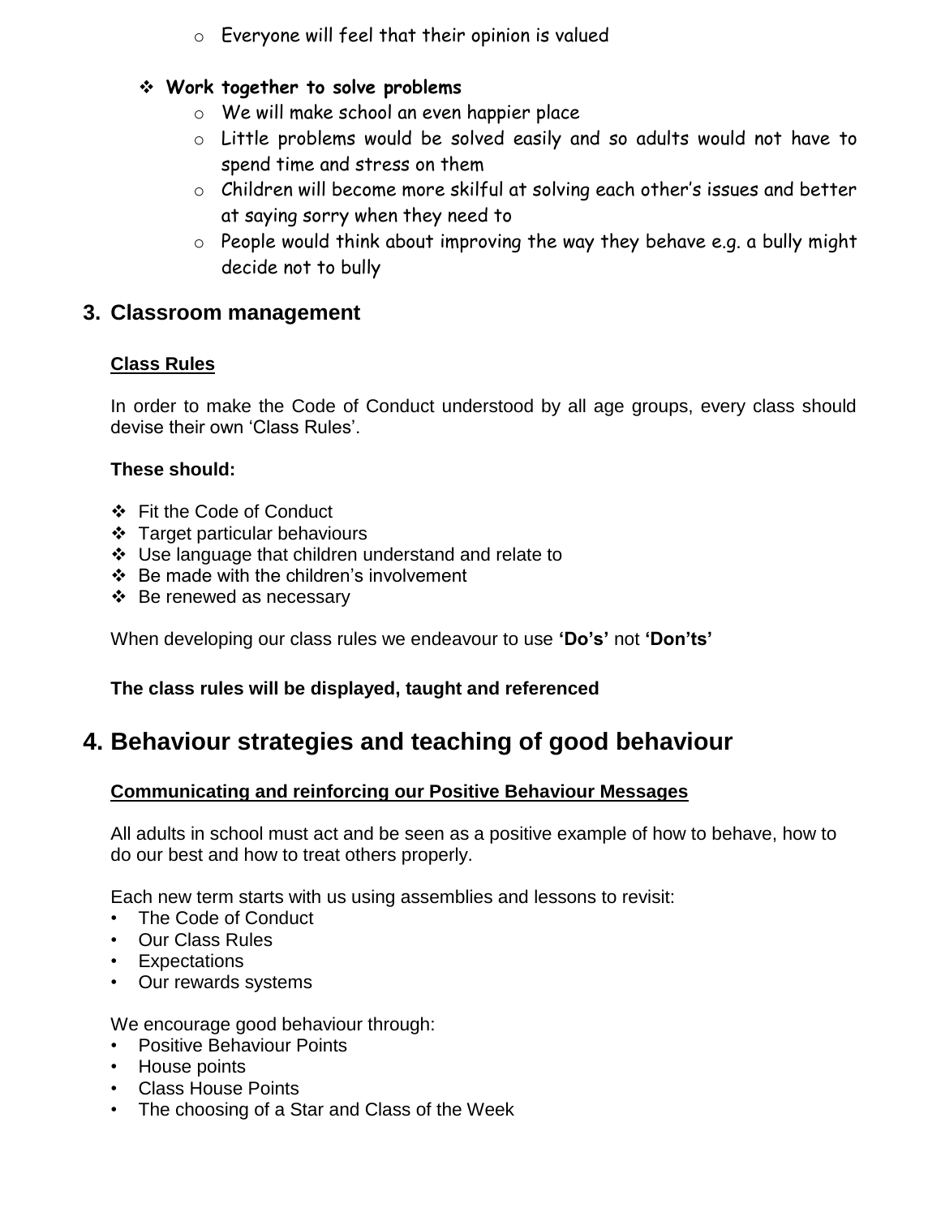- Everyone will feel that their opinion is valued

- **Work together to solve problems**
  - We will make school an even happier place
  - Little problems would be solved easily and so adults would not have to spend time and stress on them
  - Children will become more skilful at solving each other's issues and better at saying sorry when they need to
  - People would think about improving the way they behave e.g. a bully might decide not to bully

## 3. Classroom management

### Class Rules

In order to make the Code of Conduct understood by all age groups, every class should devise their own 'Class Rules'.

**These should:**

- Fit the Code of Conduct
- Target particular behaviours
- Use language that children understand and relate to
- Be made with the children's involvement
- Be renewed as necessary

When developing our class rules we endeavour to use **'Do's'** not **'Don'ts'**

**The class rules will be displayed, taught and referenced**

# 4. Behaviour strategies and teaching of good behaviour

### Communicating and reinforcing our Positive Behaviour Messages

All adults in school must act and be seen as a positive example of how to behave, how to do our best and how to treat others properly.

Each new term starts with us using assemblies and lessons to revisit:

- The Code of Conduct
- Our Class Rules
- Expectations
- Our rewards systems

We encourage good behaviour through:

- Positive Behaviour Points
- House points
- Class House Points
- The choosing of a Star and Class of the Week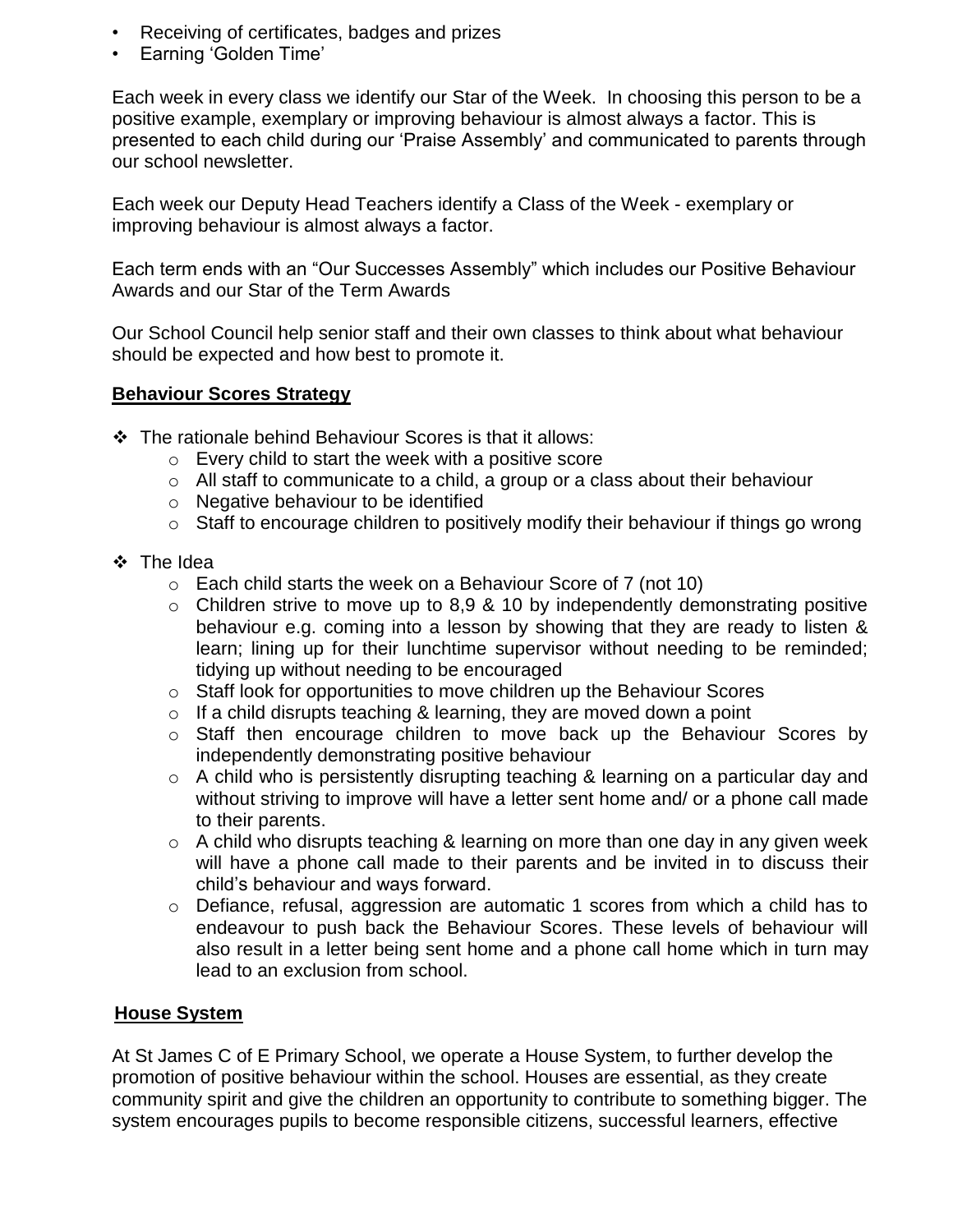- Receiving of certificates, badges and prizes
- Earning 'Golden Time'

Each week in every class we identify our Star of the Week. In choosing this person to be a positive example, exemplary or improving behaviour is almost always a factor. This is presented to each child during our 'Praise Assembly' and communicated to parents through our school newsletter.

Each week our Deputy Head Teachers identify a Class of the Week - exemplary or improving behaviour is almost always a factor.

Each term ends with an "Our Successes Assembly" which includes our Positive Behaviour Awards and our Star of the Term Awards

Our School Council help senior staff and their own classes to think about what behaviour should be expected and how best to promote it.

**Behaviour Scores Strategy**

- The rationale behind Behaviour Scores is that it allows:
  - Every child to start the week with a positive score
  - All staff to communicate to a child, a group or a class about their behaviour
  - Negative behaviour to be identified
  - Staff to encourage children to positively modify their behaviour if things go wrong
- The Idea
  - Each child starts the week on a Behaviour Score of 7 (not 10)
  - Children strive to move up to 8,9 & 10 by independently demonstrating positive behaviour e.g. coming into a lesson by showing that they are ready to listen & learn; lining up for their lunchtime supervisor without needing to be reminded; tidying up without needing to be encouraged
  - Staff look for opportunities to move children up the Behaviour Scores
  - If a child disrupts teaching & learning, they are moved down a point
  - Staff then encourage children to move back up the Behaviour Scores by independently demonstrating positive behaviour
  - A child who is persistently disrupting teaching & learning on a particular day and without striving to improve will have a letter sent home and/ or a phone call made to their parents.
  - A child who disrupts teaching & learning on more than one day in any given week will have a phone call made to their parents and be invited in to discuss their child's behaviour and ways forward.
  - Defiance, refusal, aggression are automatic 1 scores from which a child has to endeavour to push back the Behaviour Scores. These levels of behaviour will also result in a letter being sent home and a phone call home which in turn may lead to an exclusion from school.

**House System**

At St James C of E Primary School, we operate a House System, to further develop the promotion of positive behaviour within the school. Houses are essential, as they create community spirit and give the children an opportunity to contribute to something bigger. The system encourages pupils to become responsible citizens, successful learners, effective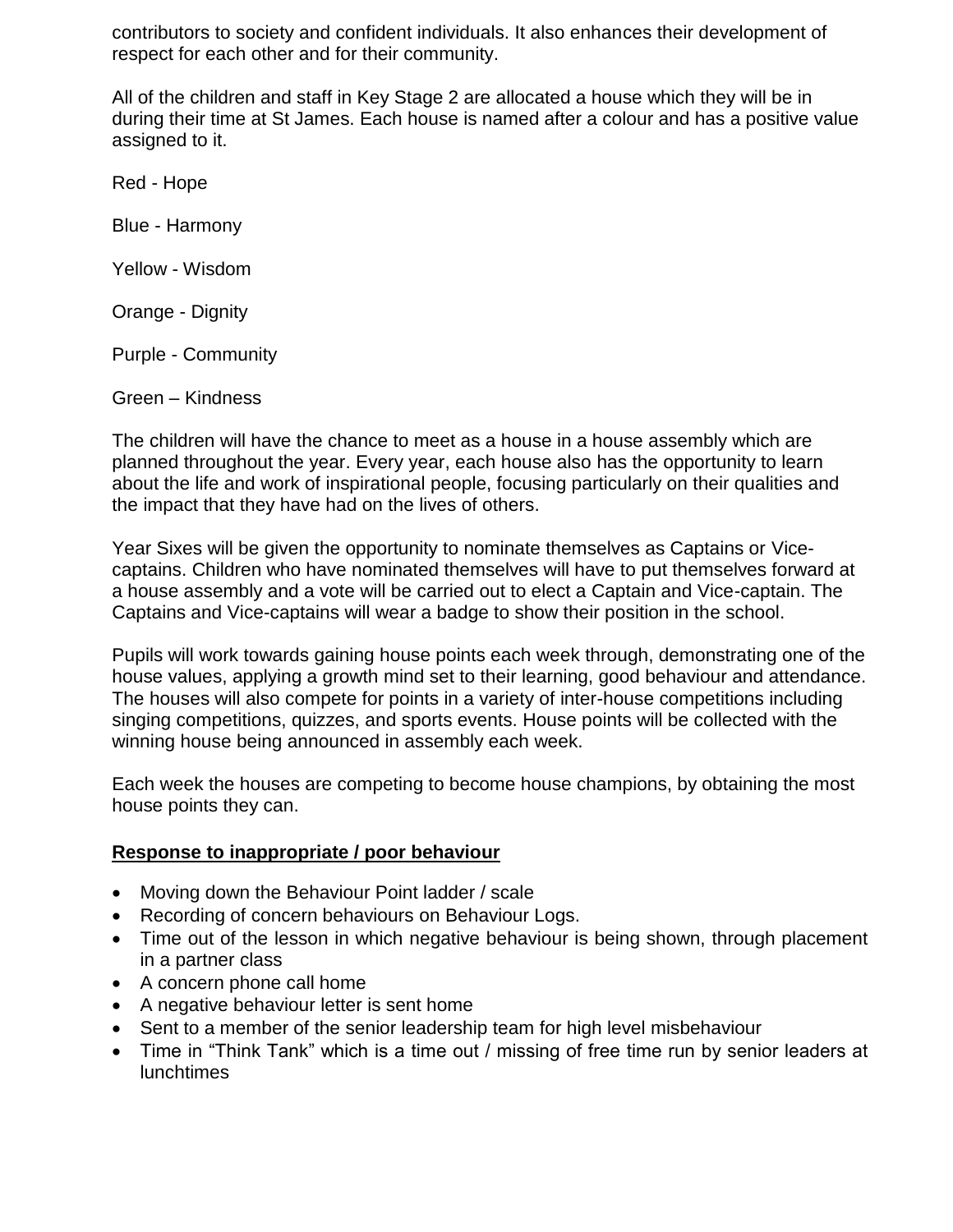contributors to society and confident individuals. It also enhances their development of respect for each other and for their community.

All of the children and staff in Key Stage 2 are allocated a house which they will be in during their time at St James. Each house is named after a colour and has a positive value assigned to it.

Red - Hope

Blue - Harmony

Yellow - Wisdom

Orange - Dignity

Purple - Community

Green – Kindness

The children will have the chance to meet as a house in a house assembly which are planned throughout the year. Every year, each house also has the opportunity to learn about the life and work of inspirational people, focusing particularly on their qualities and the impact that they have had on the lives of others.

Year Sixes will be given the opportunity to nominate themselves as Captains or Vice-captains. Children who have nominated themselves will have to put themselves forward at a house assembly and a vote will be carried out to elect a Captain and Vice-captain. The Captains and Vice-captains will wear a badge to show their position in the school.

Pupils will work towards gaining house points each week through, demonstrating one of the house values, applying a growth mind set to their learning, good behaviour and attendance. The houses will also compete for points in a variety of inter-house competitions including singing competitions, quizzes, and sports events. House points will be collected with the winning house being announced in assembly each week.

Each week the houses are competing to become house champions, by obtaining the most house points they can.

**Response to inappropriate / poor behaviour**

- Moving down the Behaviour Point ladder / scale
- Recording of concern behaviours on Behaviour Logs.
- Time out of the lesson in which negative behaviour is being shown, through placement in a partner class
- A concern phone call home
- A negative behaviour letter is sent home
- Sent to a member of the senior leadership team for high level misbehaviour
- Time in "Think Tank" which is a time out / missing of free time run by senior leaders at lunchtimes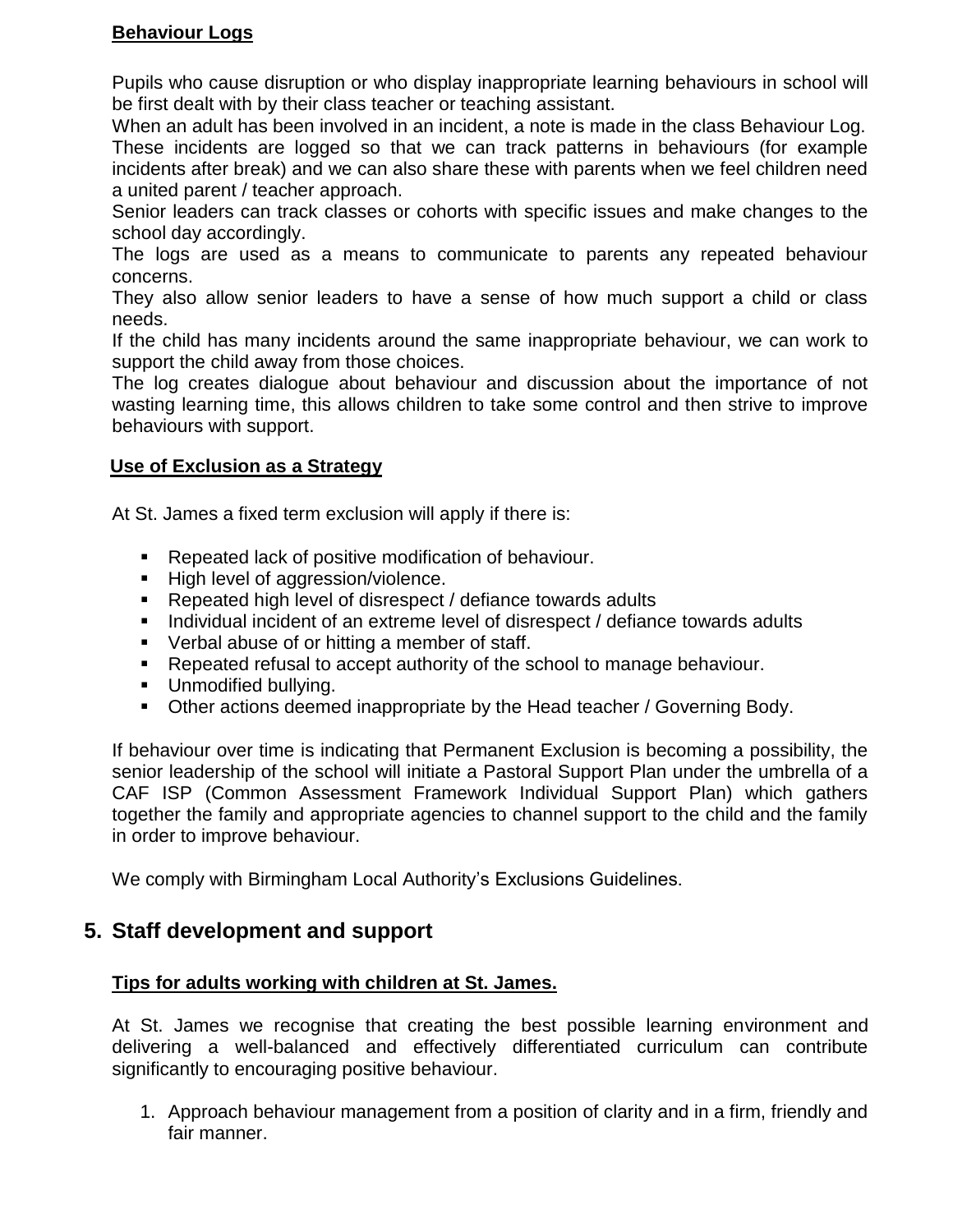**Behaviour Logs**

Pupils who cause disruption or who display inappropriate learning behaviours in school will be first dealt with by their class teacher or teaching assistant.

When an adult has been involved in an incident, a note is made in the class Behaviour Log. These incidents are logged so that we can track patterns in behaviours (for example incidents after break) and we can also share these with parents when we feel children need a united parent / teacher approach.

Senior leaders can track classes or cohorts with specific issues and make changes to the school day accordingly.

The logs are used as a means to communicate to parents any repeated behaviour concerns.

They also allow senior leaders to have a sense of how much support a child or class needs.

If the child has many incidents around the same inappropriate behaviour, we can work to support the child away from those choices.

The log creates dialogue about behaviour and discussion about the importance of not wasting learning time, this allows children to take some control and then strive to improve behaviours with support.

**Use of Exclusion as a Strategy**

At St. James a fixed term exclusion will apply if there is:

- Repeated lack of positive modification of behaviour.
- High level of aggression/violence.
- Repeated high level of disrespect / defiance towards adults
- Individual incident of an extreme level of disrespect / defiance towards adults
- Verbal abuse of or hitting a member of staff.
- Repeated refusal to accept authority of the school to manage behaviour.
- Unmodified bullying.
- Other actions deemed inappropriate by the Head teacher / Governing Body.

If behaviour over time is indicating that Permanent Exclusion is becoming a possibility, the senior leadership of the school will initiate a Pastoral Support Plan under the umbrella of a CAF ISP (Common Assessment Framework Individual Support Plan) which gathers together the family and appropriate agencies to channel support to the child and the family in order to improve behaviour.

We comply with Birmingham Local Authority's Exclusions Guidelines.

## 5. Staff development and support

**Tips for adults working with children at St. James.**

At St. James we recognise that creating the best possible learning environment and delivering a well-balanced and effectively differentiated curriculum can contribute significantly to encouraging positive behaviour.

1. Approach behaviour management from a position of clarity and in a firm, friendly and fair manner.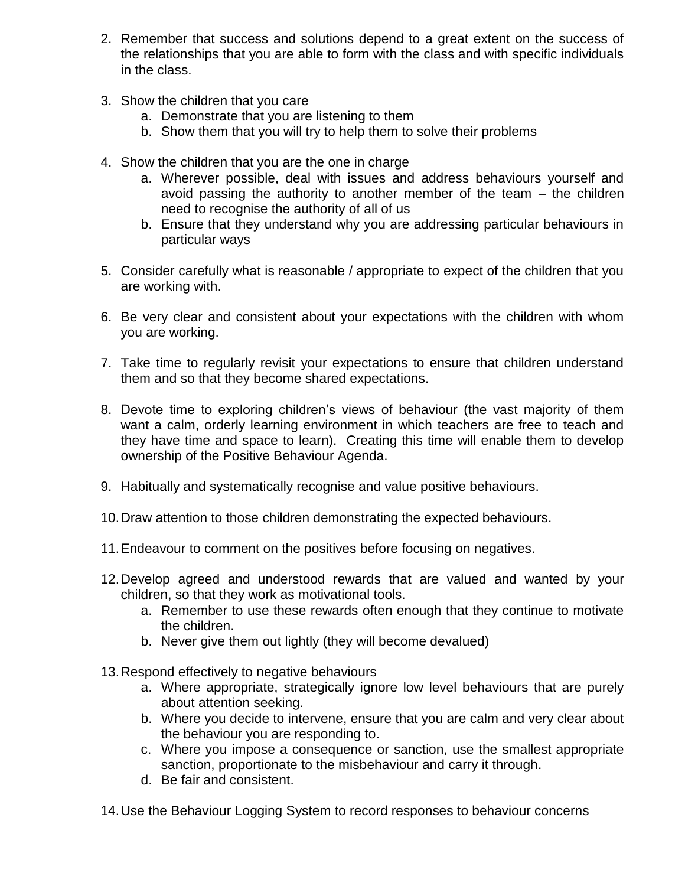2. Remember that success and solutions depend to a great extent on the success of the relationships that you are able to form with the class and with specific individuals in the class.

3. Show the children that you care
   a. Demonstrate that you are listening to them
   b. Show them that you will try to help them to solve their problems

4. Show the children that you are the one in charge
   a. Wherever possible, deal with issues and address behaviours yourself and avoid passing the authority to another member of the team – the children need to recognise the authority of all of us
   b. Ensure that they understand why you are addressing particular behaviours in particular ways

5. Consider carefully what is reasonable / appropriate to expect of the children that you are working with.

6. Be very clear and consistent about your expectations with the children with whom you are working.

7. Take time to regularly revisit your expectations to ensure that children understand them and so that they become shared expectations.

8. Devote time to exploring children's views of behaviour (the vast majority of them want a calm, orderly learning environment in which teachers are free to teach and they have time and space to learn). Creating this time will enable them to develop ownership of the Positive Behaviour Agenda.

9. Habitually and systematically recognise and value positive behaviours.

10. Draw attention to those children demonstrating the expected behaviours.

11. Endeavour to comment on the positives before focusing on negatives.

12. Develop agreed and understood rewards that are valued and wanted by your children, so that they work as motivational tools.
    a. Remember to use these rewards often enough that they continue to motivate the children.
    b. Never give them out lightly (they will become devalued)

13. Respond effectively to negative behaviours
    a. Where appropriate, strategically ignore low level behaviours that are purely about attention seeking.
    b. Where you decide to intervene, ensure that you are calm and very clear about the behaviour you are responding to.
    c. Where you impose a consequence or sanction, use the smallest appropriate sanction, proportionate to the misbehaviour and carry it through.
    d. Be fair and consistent.

14. Use the Behaviour Logging System to record responses to behaviour concerns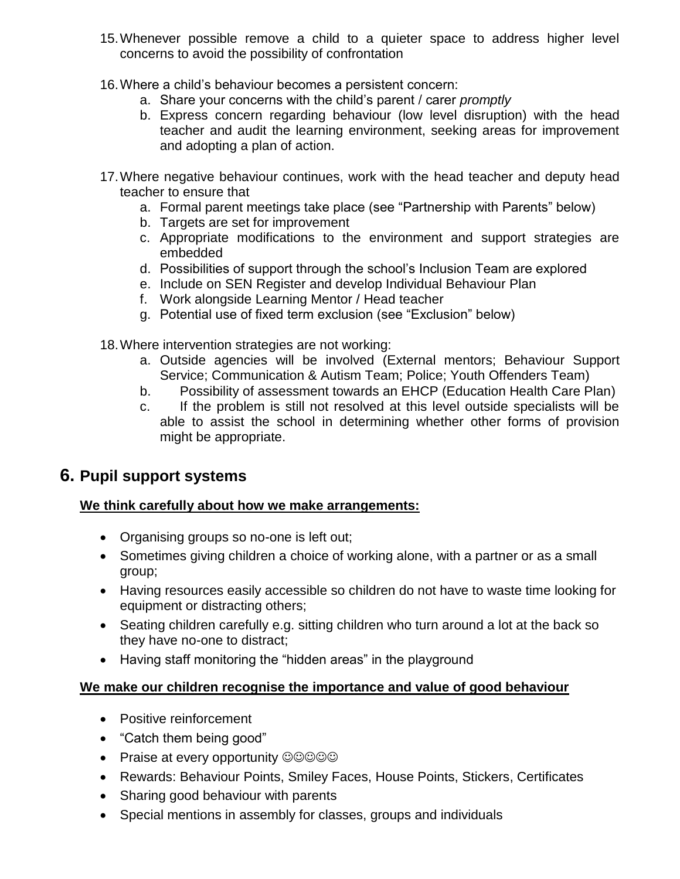15. Whenever possible remove a child to a quieter space to address higher level concerns to avoid the possibility of confrontation

16. Where a child's behaviour becomes a persistent concern:
    a. Share your concerns with the child's parent / carer *promptly*
    b. Express concern regarding behaviour (low level disruption) with the head teacher and audit the learning environment, seeking areas for improvement and adopting a plan of action.

17. Where negative behaviour continues, work with the head teacher and deputy head teacher to ensure that
    a. Formal parent meetings take place (see "Partnership with Parents" below)
    b. Targets are set for improvement
    c. Appropriate modifications to the environment and support strategies are embedded
    d. Possibilities of support through the school's Inclusion Team are explored
    e. Include on SEN Register and develop Individual Behaviour Plan
    f. Work alongside Learning Mentor / Head teacher
    g. Potential use of fixed term exclusion (see "Exclusion" below)

18. Where intervention strategies are not working:
    a. Outside agencies will be involved (External mentors; Behaviour Support Service; Communication & Autism Team; Police; Youth Offenders Team)
    b. Possibility of assessment towards an EHCP (Education Health Care Plan)
    c. If the problem is still not resolved at this level outside specialists will be able to assist the school in determining whether other forms of provision might be appropriate.

## 6. Pupil support systems

**We think carefully about how we make arrangements:**

- Organising groups so no-one is left out;
- Sometimes giving children a choice of working alone, with a partner or as a small group;
- Having resources easily accessible so children do not have to waste time looking for equipment or distracting others;
- Seating children carefully e.g. sitting children who turn around a lot at the back so they have no-one to distract;
- Having staff monitoring the "hidden areas" in the playground

**We make our children recognise the importance and value of good behaviour**

- Positive reinforcement
- "Catch them being good"
- Praise at every opportunity ☺☺☺☺☺
- Rewards: Behaviour Points, Smiley Faces, House Points, Stickers, Certificates
- Sharing good behaviour with parents
- Special mentions in assembly for classes, groups and individuals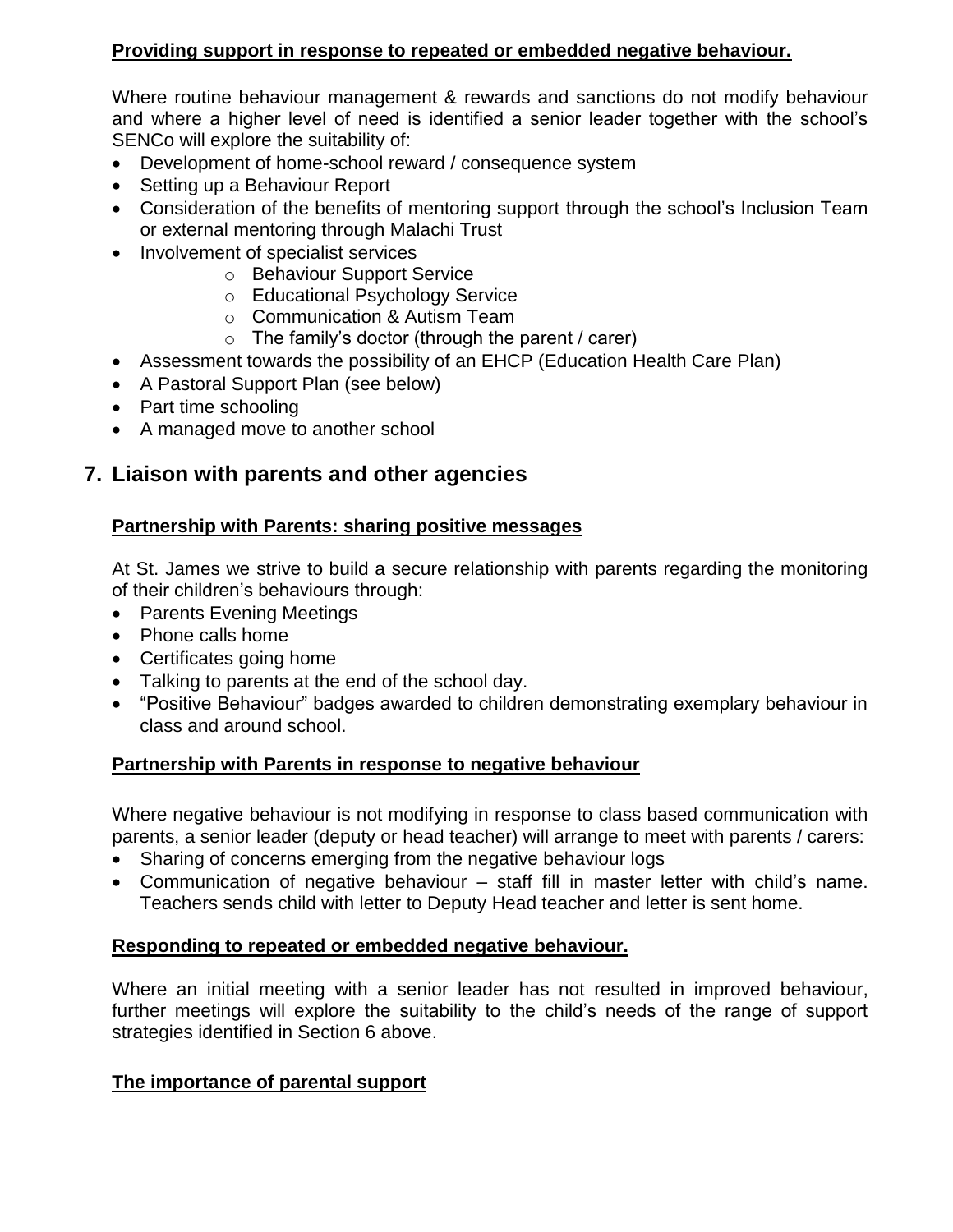**Providing support in response to repeated or embedded negative behaviour.**

Where routine behaviour management & rewards and sanctions do not modify behaviour and where a higher level of need is identified a senior leader together with the school's SENCo will explore the suitability of:

- Development of home-school reward / consequence system
- Setting up a Behaviour Report
- Consideration of the benefits of mentoring support through the school's Inclusion Team or external mentoring through Malachi Trust
- Involvement of specialist services
    - Behaviour Support Service
    - Educational Psychology Service
    - Communication & Autism Team
    - The family's doctor (through the parent / carer)
- Assessment towards the possibility of an EHCP (Education Health Care Plan)
- A Pastoral Support Plan (see below)
- Part time schooling
- A managed move to another school

## 7. Liaison with parents and other agencies

**Partnership with Parents: sharing positive messages**

At St. James we strive to build a secure relationship with parents regarding the monitoring of their children's behaviours through:

- Parents Evening Meetings
- Phone calls home
- Certificates going home
- Talking to parents at the end of the school day.
- "Positive Behaviour" badges awarded to children demonstrating exemplary behaviour in class and around school.

**Partnership with Parents in response to negative behaviour**

Where negative behaviour is not modifying in response to class based communication with parents, a senior leader (deputy or head teacher) will arrange to meet with parents / carers:

- Sharing of concerns emerging from the negative behaviour logs
- Communication of negative behaviour – staff fill in master letter with child's name. Teachers sends child with letter to Deputy Head teacher and letter is sent home.

**Responding to repeated or embedded negative behaviour.**

Where an initial meeting with a senior leader has not resulted in improved behaviour, further meetings will explore the suitability to the child's needs of the range of support strategies identified in Section 6 above.

**The importance of parental support**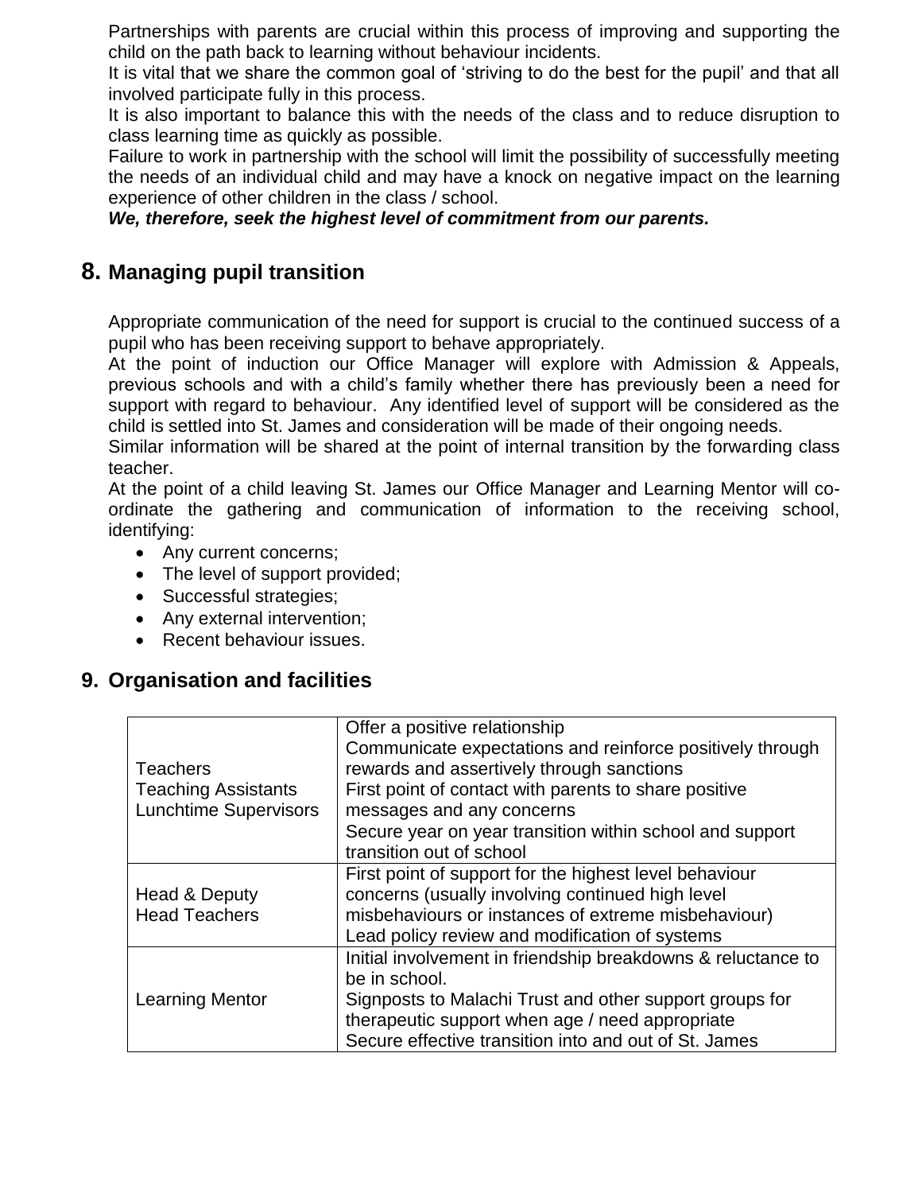Partnerships with parents are crucial within this process of improving and supporting the child on the path back to learning without behaviour incidents.

It is vital that we share the common goal of 'striving to do the best for the pupil' and that all involved participate fully in this process.

It is also important to balance this with the needs of the class and to reduce disruption to class learning time as quickly as possible.

Failure to work in partnership with the school will limit the possibility of successfully meeting the needs of an individual child and may have a knock on negative impact on the learning experience of other children in the class / school.

***We, therefore, seek the highest level of commitment from our parents.***

## 8. Managing pupil transition

Appropriate communication of the need for support is crucial to the continued success of a pupil who has been receiving support to behave appropriately.

At the point of induction our Office Manager will explore with Admission & Appeals, previous schools and with a child's family whether there has previously been a need for support with regard to behaviour. Any identified level of support will be considered as the child is settled into St. James and consideration will be made of their ongoing needs.

Similar information will be shared at the point of internal transition by the forwarding class teacher.

At the point of a child leaving St. James our Office Manager and Learning Mentor will co-ordinate the gathering and communication of information to the receiving school, identifying:

- Any current concerns;
- The level of support provided;
- Successful strategies;
- Any external intervention;
- Recent behaviour issues.

## 9. Organisation and facilities

| | |
|---|---|
| Teachers<br>Teaching Assistants<br>Lunchtime Supervisors | Offer a positive relationship<br>Communicate expectations and reinforce positively through rewards and assertively through sanctions<br>First point of contact with parents to share positive messages and any concerns<br>Secure year on year transition within school and support transition out of school |
| Head & Deputy<br>Head Teachers | First point of support for the highest level behaviour concerns (usually involving continued high level misbehaviours or instances of extreme misbehaviour)<br>Lead policy review and modification of systems |
| Learning Mentor | Initial involvement in friendship breakdowns & reluctance to be in school.<br>Signposts to Malachi Trust and other support groups for therapeutic support when age / need appropriate<br>Secure effective transition into and out of St. James |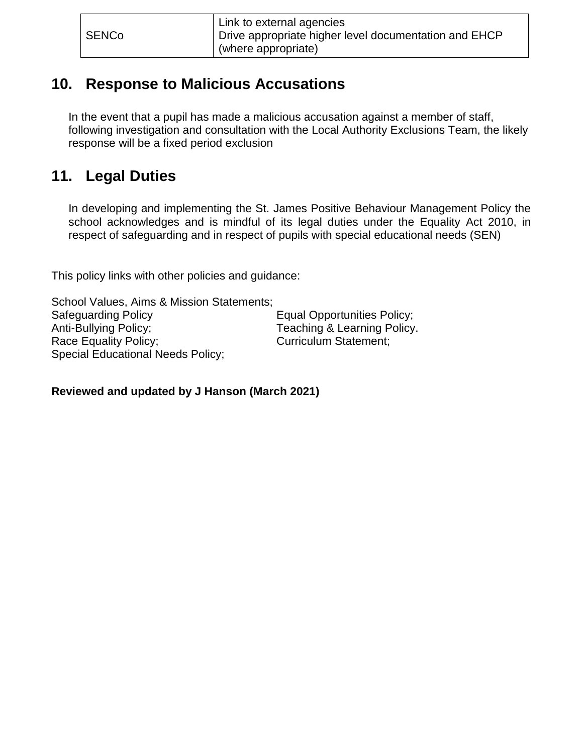| | |
|---|---|
| SENCo | Link to external agencies<br>Drive appropriate higher level documentation and EHCP (where appropriate) |

## 10. Response to Malicious Accusations

In the event that a pupil has made a malicious accusation against a member of staff, following investigation and consultation with the Local Authority Exclusions Team, the likely response will be a fixed period exclusion

## 11. Legal Duties

In developing and implementing the St. James Positive Behaviour Management Policy the school acknowledges and is mindful of its legal duties under the Equality Act 2010, in respect of safeguarding and in respect of pupils with special educational needs (SEN)

This policy links with other policies and guidance:

School Values, Aims & Mission Statements;
Safeguarding Policy
Anti-Bullying Policy;
Race Equality Policy;
Special Educational Needs Policy;
Equal Opportunities Policy;
Teaching & Learning Policy.
Curriculum Statement;

**Reviewed and updated by J Hanson (March 2021)**